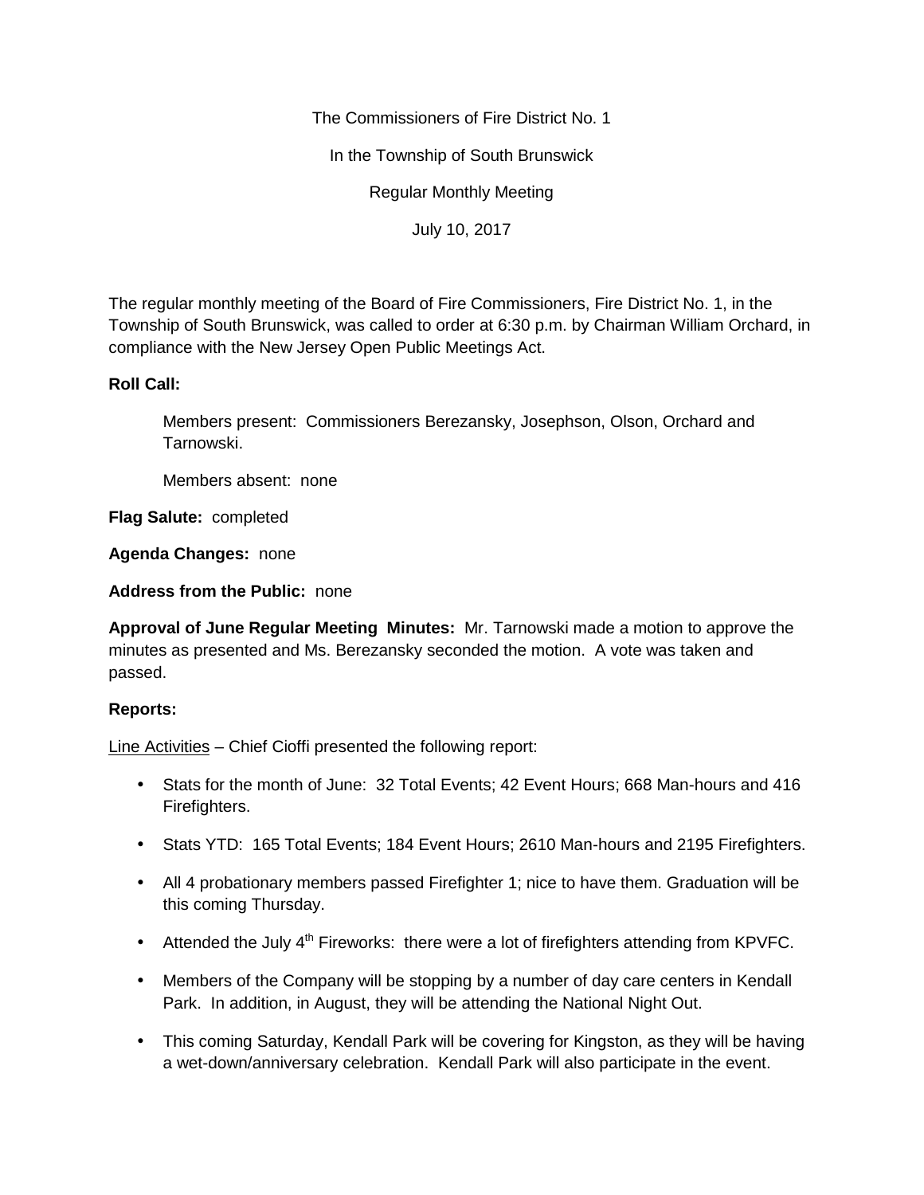The Commissioners of Fire District No. 1

In the Township of South Brunswick

Regular Monthly Meeting

July 10, 2017

The regular monthly meeting of the Board of Fire Commissioners, Fire District No. 1, in the Township of South Brunswick, was called to order at 6:30 p.m. by Chairman William Orchard, in compliance with the New Jersey Open Public Meetings Act.

**Roll Call:**

Members present: Commissioners Berezansky, Josephson, Olson, Orchard and Tarnowski.

Members absent: none

**Flag Salute:** completed

**Agenda Changes:** none

**Address from the Public:** none

**Approval of June Regular Meeting Minutes:** Mr. Tarnowski made a motion to approve the minutes as presented and Ms. Berezansky seconded the motion. A vote was taken and passed.

**Reports:**

Line Activities – Chief Cioffi presented the following report:

- Stats for the month of June: 32 Total Events; 42 Event Hours; 668 Man-hours and 416 Firefighters.
- Stats YTD: 165 Total Events; 184 Event Hours; 2610 Man-hours and 2195 Firefighters.
- All 4 probationary members passed Firefighter 1; nice to have them. Graduation will be this coming Thursday.
- Attended the July 4th Fireworks: there were a lot of firefighters attending from KPVFC.
- Members of the Company will be stopping by a number of day care centers in Kendall Park. In addition, in August, they will be attending the National Night Out.
- This coming Saturday, Kendall Park will be covering for Kingston, as they will be having a wet-down/anniversary celebration. Kendall Park will also participate in the event.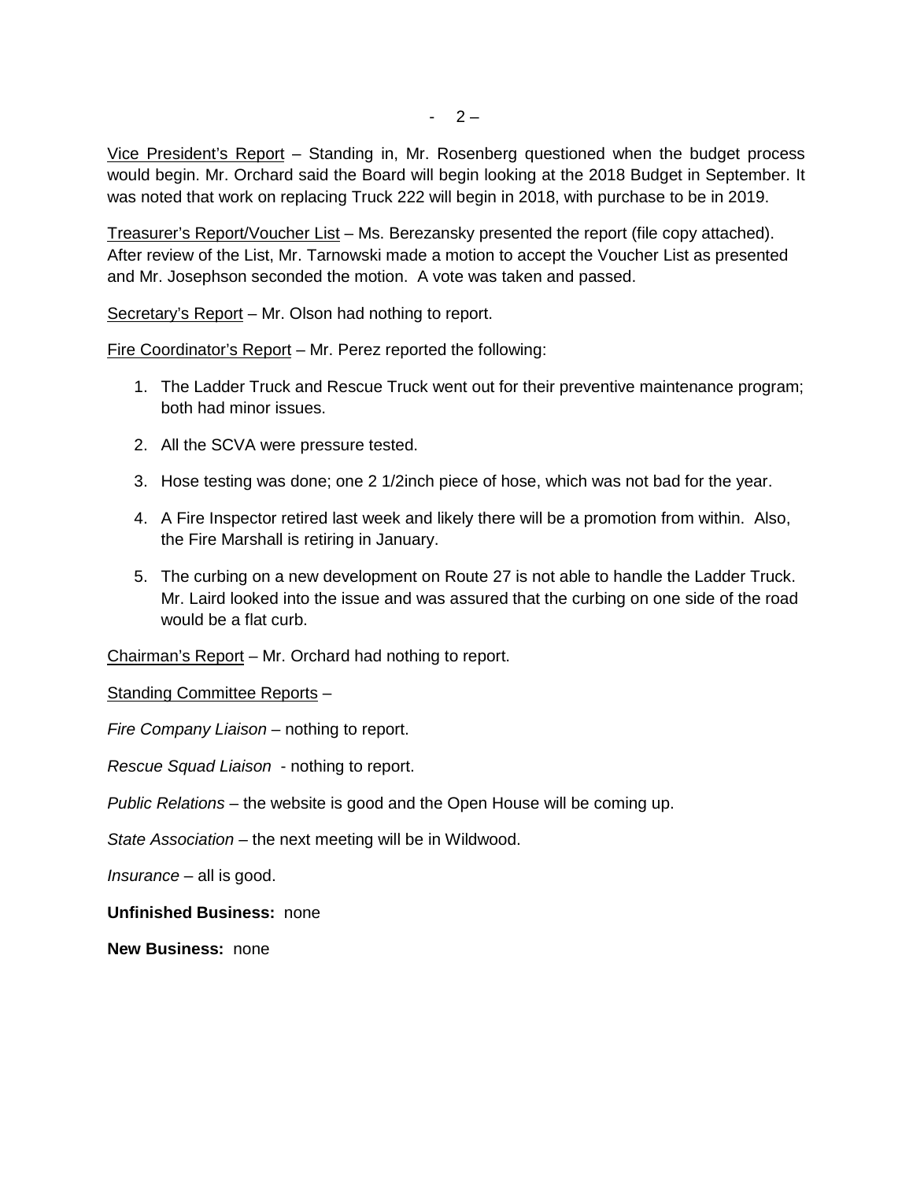Vice President's Report – Standing in, Mr. Rosenberg questioned when the budget process would begin. Mr. Orchard said the Board will begin looking at the 2018 Budget in September. It was noted that work on replacing Truck 222 will begin in 2018, with purchase to be in 2019.

Treasurer's Report/Voucher List – Ms. Berezansky presented the report (file copy attached). After review of the List, Mr. Tarnowski made a motion to accept the Voucher List as presented and Mr. Josephson seconded the motion. A vote was taken and passed.

Secretary's Report – Mr. Olson had nothing to report.

Fire Coordinator's Report – Mr. Perez reported the following:

1. The Ladder Truck and Rescue Truck went out for their preventive maintenance program; both had minor issues.

2. All the SCVA were pressure tested.

3. Hose testing was done; one 2 1/2inch piece of hose, which was not bad for the year.

4. A Fire Inspector retired last week and likely there will be a promotion from within. Also, the Fire Marshall is retiring in January.

5. The curbing on a new development on Route 27 is not able to handle the Ladder Truck. Mr. Laird looked into the issue and was assured that the curbing on one side of the road would be a flat curb.

Chairman's Report – Mr. Orchard had nothing to report.

Standing Committee Reports –

*Fire Company Liaison* – nothing to report.

*Rescue Squad Liaison* - nothing to report.

*Public Relations* – the website is good and the Open House will be coming up.

*State Association* – the next meeting will be in Wildwood.

*Insurance* – all is good.

**Unfinished Business:** none

**New Business:** none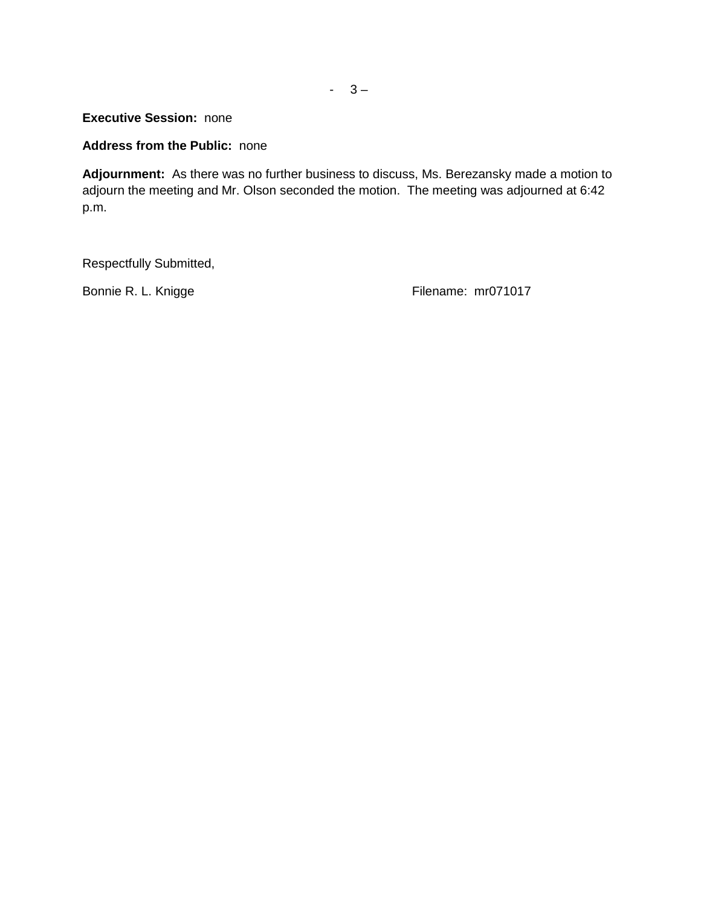**Executive Session:** none

**Address from the Public:** none

**Adjournment:** As there was no further business to discuss, Ms. Berezansky made a motion to adjourn the meeting and Mr. Olson seconded the motion. The meeting was adjourned at 6:42 p.m.

Respectfully Submitted,

Bonnie R. L. Knigge Filename: mr071017